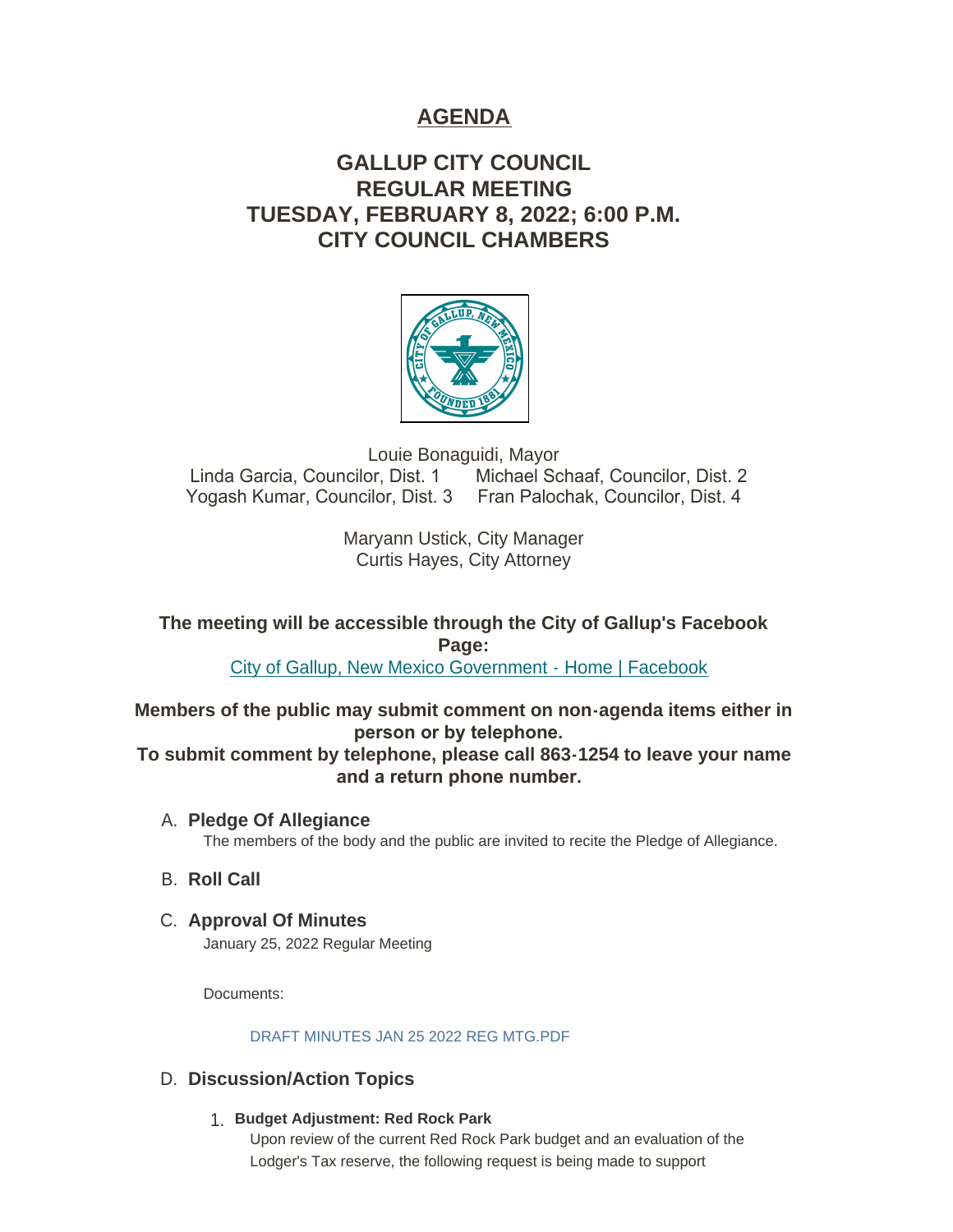# AGENDA

## GALLUP CITY COUNCIL
## REGULAR MEETING
## TUESDAY, FEBRUARY 8, 2022; 6:00 P.M.
## CITY COUNCIL CHAMBERS

Louie Bonaguidi, Mayor
Linda Garcia, Councilor, Dist. 1 Michael Schaaf, Councilor, Dist. 2
Yogash Kumar, Councilor, Dist. 3 Fran Palochak, Councilor, Dist. 4

Maryann Ustick, City Manager
Curtis Hayes, City Attorney

**The meeting will be accessible through the City of Gallup's Facebook Page:**
[City of Gallup, New Mexico Government - Home | Facebook]

**Members of the public may submit comment on non-agenda items either in person or by telephone.**
**To submit comment by telephone, please call 863-1254 to leave your name and a return phone number.**

A. **Pledge Of Allegiance**
The members of the body and the public are invited to recite the Pledge of Allegiance.

B. **Roll Call**

C. **Approval Of Minutes**
January 25, 2022 Regular Meeting

Documents:

DRAFT MINUTES JAN 25 2022 REG MTG.PDF

D. **Discussion/Action Topics**

1. **Budget Adjustment: Red Rock Park**
Upon review of the current Red Rock Park budget and an evaluation of the Lodger's Tax reserve, the following request is being made to support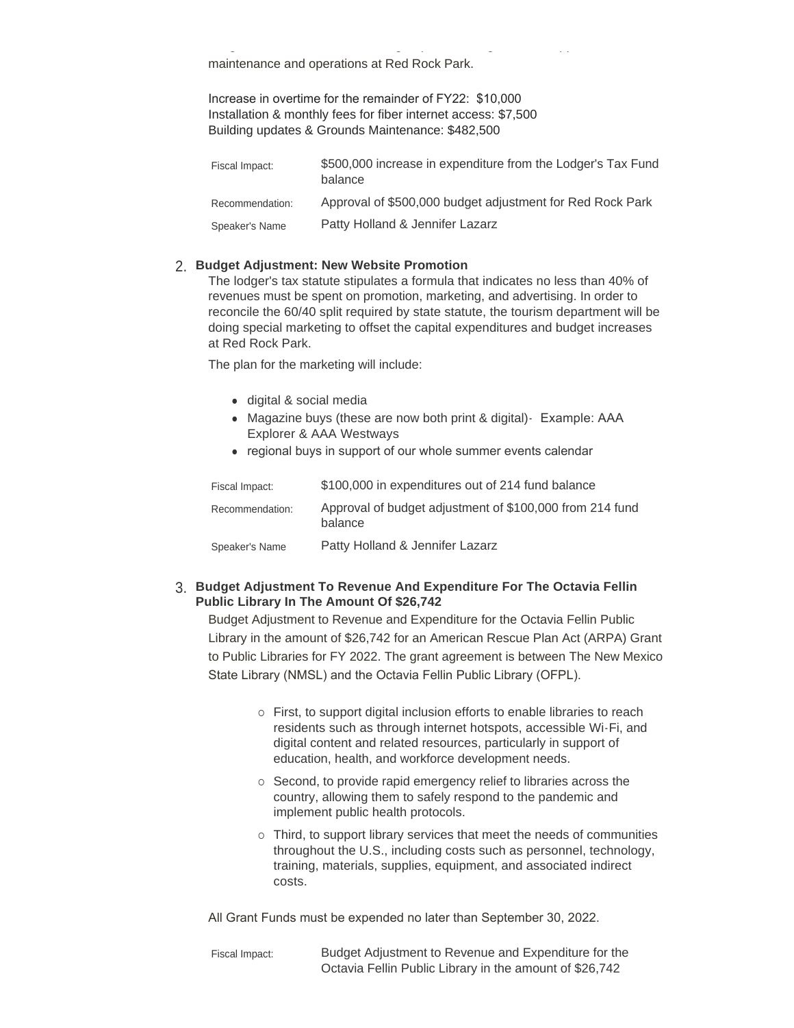maintenance and operations at Red Rock Park.

Increase in overtime for the remainder of FY22: $10,000
Installation & monthly fees for fiber internet access: $7,500
Building updates & Grounds Maintenance: $482,500

| | |
|---|---|
| Fiscal Impact: | $500,000 increase in expenditure from the Lodger's Tax Fund balance |
| Recommendation: | Approval of $500,000 budget adjustment for Red Rock Park |
| Speaker's Name | Patty Holland & Jennifer Lazarz |

2. **Budget Adjustment: New Website Promotion**

   The lodger's tax statute stipulates a formula that indicates no less than 40% of revenues must be spent on promotion, marketing, and advertising. In order to reconcile the 60/40 split required by state statute, the tourism department will be doing special marketing to offset the capital expenditures and budget increases at Red Rock Park.

   The plan for the marketing will include:

   - digital & social media
   - Magazine buys (these are now both print & digital)- Example: AAA Explorer & AAA Westways
   - regional buys in support of our whole summer events calendar

| | |
|---|---|
| Fiscal Impact: | $100,000 in expenditures out of 214 fund balance |
| Recommendation: | Approval of budget adjustment of $100,000 from 214 fund balance |
| Speaker's Name | Patty Holland & Jennifer Lazarz |

3. **Budget Adjustment To Revenue And Expenditure For The Octavia Fellin Public Library In The Amount Of $26,742**

   Budget Adjustment to Revenue and Expenditure for the Octavia Fellin Public Library in the amount of $26,742 for an American Rescue Plan Act (ARPA) Grant to Public Libraries for FY 2022. The grant agreement is between The New Mexico State Library (NMSL) and the Octavia Fellin Public Library (OFPL).

   - First, to support digital inclusion efforts to enable libraries to reach residents such as through internet hotspots, accessible Wi-Fi, and digital content and related resources, particularly in support of education, health, and workforce development needs.
   - Second, to provide rapid emergency relief to libraries across the country, allowing them to safely respond to the pandemic and implement public health protocols.
   - Third, to support library services that meet the needs of communities throughout the U.S., including costs such as personnel, technology, training, materials, supplies, equipment, and associated indirect costs.

   All Grant Funds must be expended no later than September 30, 2022.

| | |
|---|---|
| Fiscal Impact: | Budget Adjustment to Revenue and Expenditure for the Octavia Fellin Public Library in the amount of $26,742 |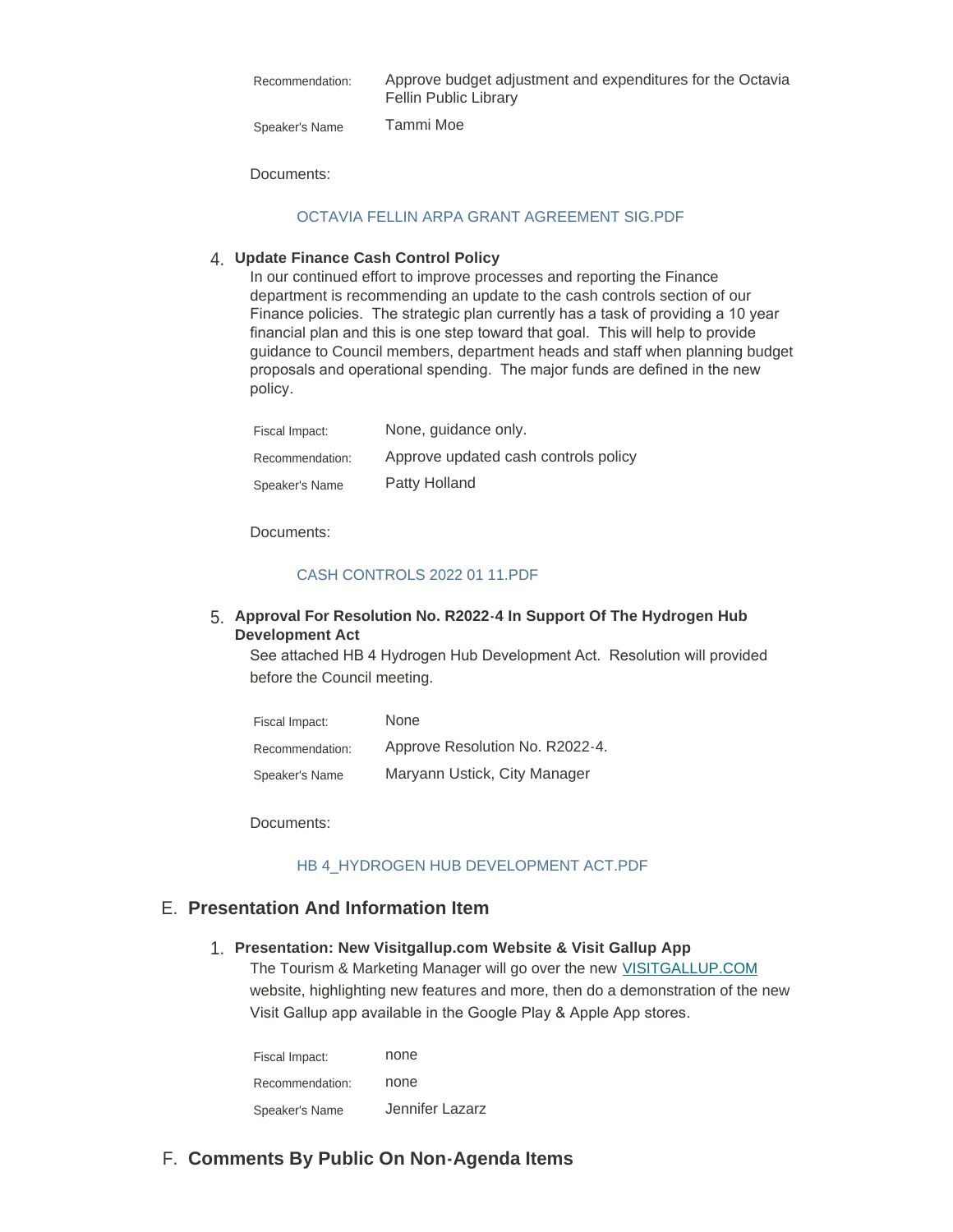| | |
|---|---|
| Recommendation: | Approve budget adjustment and expenditures for the Octavia Fellin Public Library |
| Speaker's Name | Tammi Moe |

Documents:

OCTAVIA FELLIN ARPA GRANT AGREEMENT SIG.PDF

4. **Update Finance Cash Control Policy**

   In our continued effort to improve processes and reporting the Finance department is recommending an update to the cash controls section of our Finance policies. The strategic plan currently has a task of providing a 10 year financial plan and this is one step toward that goal. This will help to provide guidance to Council members, department heads and staff when planning budget proposals and operational spending. The major funds are defined in the new policy.

| | |
|---|---|
| Fiscal Impact: | None, guidance only. |
| Recommendation: | Approve updated cash controls policy |
| Speaker's Name | Patty Holland |

Documents:

CASH CONTROLS 2022 01 11.PDF

5. **Approval For Resolution No. R2022-4 In Support Of The Hydrogen Hub Development Act**

   See attached HB 4 Hydrogen Hub Development Act. Resolution will provided before the Council meeting.

| | |
|---|---|
| Fiscal Impact: | None |
| Recommendation: | Approve Resolution No. R2022-4. |
| Speaker's Name | Maryann Ustick, City Manager |

Documents:

HB 4_HYDROGEN HUB DEVELOPMENT ACT.PDF

## E. Presentation And Information Item

1. **Presentation: New Visitgallup.com Website & Visit Gallup App**

   The Tourism & Marketing Manager will go over the new VISITGALLUP.COM website, highlighting new features and more, then do a demonstration of the new Visit Gallup app available in the Google Play & Apple App stores.

| | |
|---|---|
| Fiscal Impact: | none |
| Recommendation: | none |
| Speaker's Name | Jennifer Lazarz |

## F. Comments By Public On Non-Agenda Items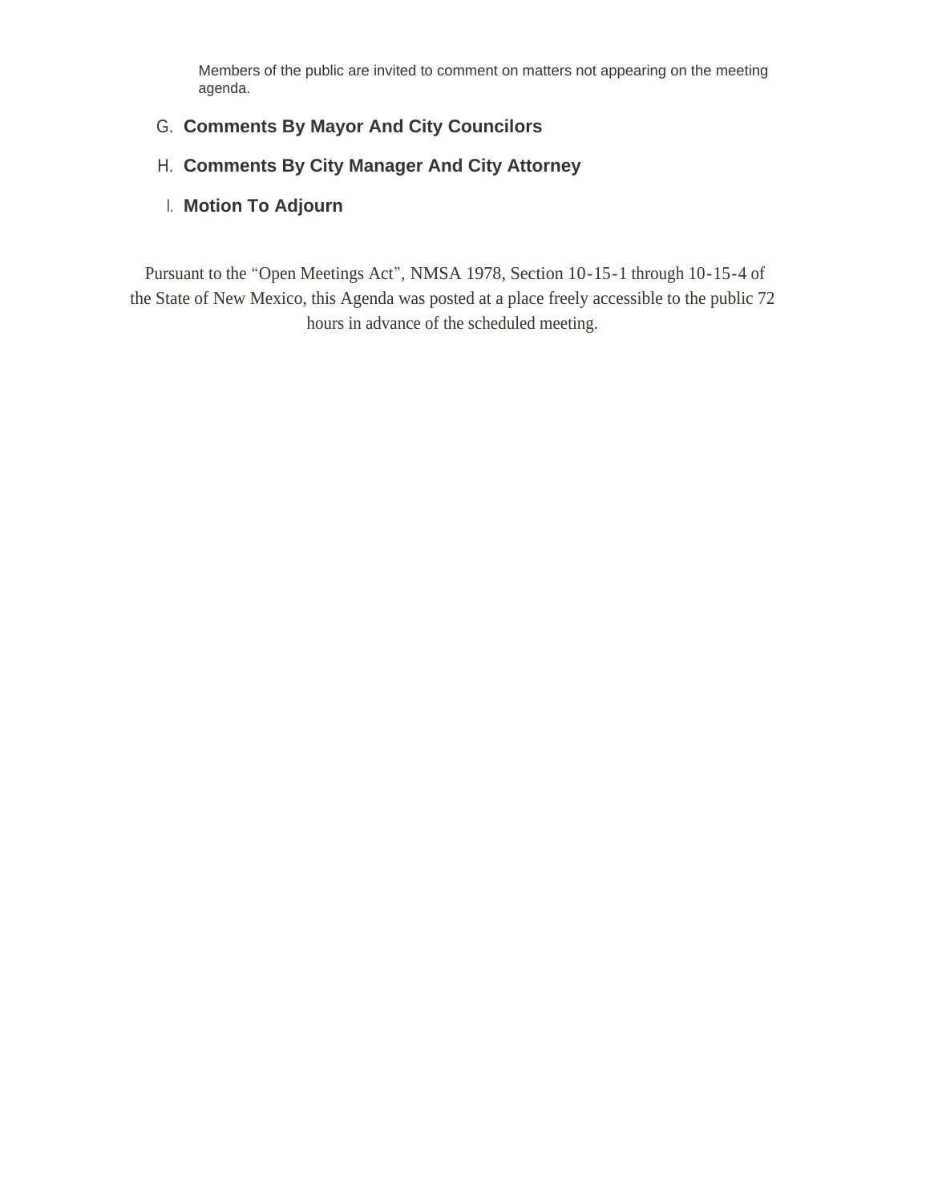Members of the public are invited to comment on matters not appearing on the meeting agenda.

G. **Comments By Mayor And City Councilors**

H. **Comments By City Manager And City Attorney**

I. **Motion To Adjourn**

Pursuant to the “Open Meetings Act”, NMSA 1978, Section 10-15-1 through 10-15-4 of the State of New Mexico, this Agenda was posted at a place freely accessible to the public 72 hours in advance of the scheduled meeting.